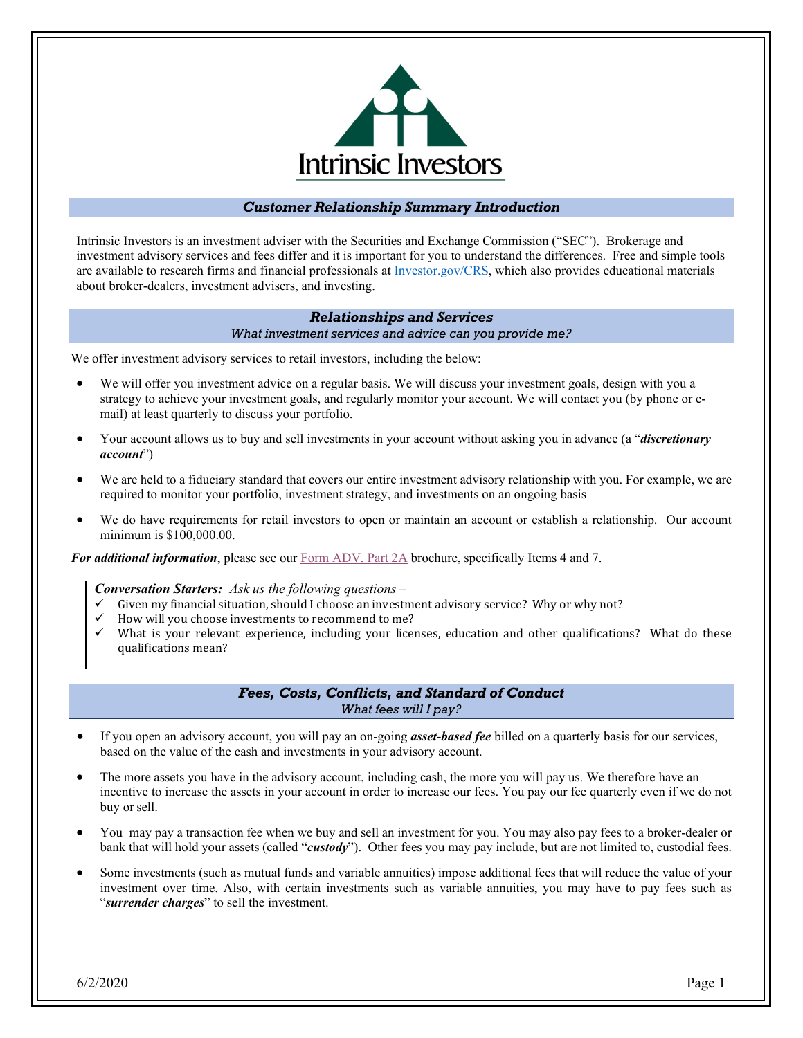Intrinsic Investors

## *Customer Relationship Summary Introduction*

Intrinsic Investors is an investment adviser with the Securities and Exchange Commission ("SEC"). Brokerage and investment advisory services and fees differ and it is important for you to understand the differences. Free and simple tools are available to research firms and financial professionals at [Investor.gov/CRS](Investor.gov/CRS), which also provides educational materials about broker-dealers, investment advisers, and investing.

## *Relationships and Services*

*What investment services and advice can you provide me?*

We offer investment advisory services to retail investors, including the below:

- We will offer you investment advice on a regular basis. We will discuss your investment goals, design with you a strategy to achieve your investment goals, and regularly monitor your account. We will contact you (by phone or e-mail) at least quarterly to discuss your portfolio.
- Your account allows us to buy and sell investments in your account without asking you in advance (a "***discretionary account***")
- We are held to a fiduciary standard that covers our entire investment advisory relationship with you. For example, we are required to monitor your portfolio, investment strategy, and investments on an ongoing basis
- We do have requirements for retail investors to open or maintain an account or establish a relationship. Our account minimum is $100,000.00.

***For additional information***, please see our Form ADV, Part 2A brochure, specifically Items 4 and 7.

> ***Conversation Starters:*** *Ask us the following questions –*
> - ✓ Given my financial situation, should I choose an investment advisory service? Why or why not?
> - ✓ How will you choose investments to recommend to me?
> - ✓ What is your relevant experience, including your licenses, education and other qualifications? What do these qualifications mean?

## *Fees, Costs, Conflicts, and Standard of Conduct*

*What fees will I pay?*

- If you open an advisory account, you will pay an on-going ***asset-based fee*** billed on a quarterly basis for our services, based on the value of the cash and investments in your advisory account.
- The more assets you have in the advisory account, including cash, the more you will pay us. We therefore have an incentive to increase the assets in your account in order to increase our fees. You pay our fee quarterly even if we do not buy or sell.
- You may pay a transaction fee when we buy and sell an investment for you. You may also pay fees to a broker-dealer or bank that will hold your assets (called "***custody***"). Other fees you may pay include, but are not limited to, custodial fees.
- Some investments (such as mutual funds and variable annuities) impose additional fees that will reduce the value of your investment over time. Also, with certain investments such as variable annuities, you may have to pay fees such as "***surrender charges***" to sell the investment.

6/2/2020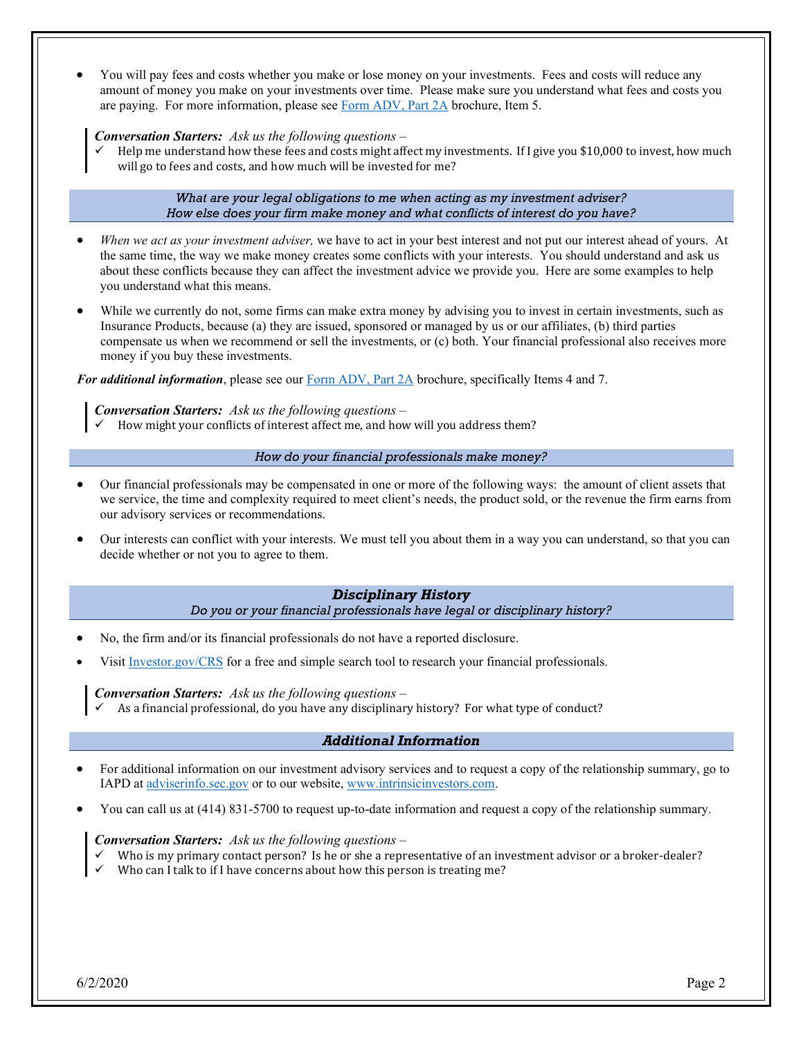- You will pay fees and costs whether you make or lose money on your investments. Fees and costs will reduce any amount of money you make on your investments over time. Please make sure you understand what fees and costs you are paying. For more information, please see [Form ADV, Part 2A]() brochure, Item 5.

> ***Conversation Starters:*** *Ask us the following questions –*
> - ✓ Help me understand how these fees and costs might affect my investments. If I give you $10,000 to invest, how much will go to fees and costs, and how much will be invested for me?

### *What are your legal obligations to me when acting as my investment adviser? How else does your firm make money and what conflicts of interest do you have?*

- *When we act as your investment adviser,* we have to act in your best interest and not put our interest ahead of yours. At the same time, the way we make money creates some conflicts with your interests. You should understand and ask us about these conflicts because they can affect the investment advice we provide you. Here are some examples to help you understand what this means.
- While we currently do not, some firms can make extra money by advising you to invest in certain investments, such as Insurance Products, because (a) they are issued, sponsored or managed by us or our affiliates, (b) third parties compensate us when we recommend or sell the investments, or (c) both. Your financial professional also receives more money if you buy these investments.

***For additional information***, please see our [Form ADV, Part 2A]() brochure, specifically Items 4 and 7.

> ***Conversation Starters:*** *Ask us the following questions –*
> - ✓ How might your conflicts of interest affect me, and how will you address them?

### *How do your financial professionals make money?*

- Our financial professionals may be compensated in one or more of the following ways: the amount of client assets that we service, the time and complexity required to meet client's needs, the product sold, or the revenue the firm earns from our advisory services or recommendations.
- Our interests can conflict with your interests. We must tell you about them in a way you can understand, so that you can decide whether or not you to agree to them.

## ***Disciplinary History***

### *Do you or your financial professionals have legal or disciplinary history?*

- No, the firm and/or its financial professionals do not have a reported disclosure.
- Visit [Investor.gov/CRS]() for a free and simple search tool to research your financial professionals.

> ***Conversation Starters:*** *Ask us the following questions –*
> - ✓ As a financial professional, do you have any disciplinary history? For what type of conduct?

## ***Additional Information***

- For additional information on our investment advisory services and to request a copy of the relationship summary, go to IAPD at [adviserinfo.sec.gov]() or to our website, [www.intrinsicinvestors.com]().
- You can call us at (414) 831-5700 to request up-to-date information and request a copy of the relationship summary.

> ***Conversation Starters:*** *Ask us the following questions –*
> - ✓ Who is my primary contact person? Is he or she a representative of an investment advisor or a broker-dealer?
> - ✓ Who can I talk to if I have concerns about how this person is treating me?

6/2/2020